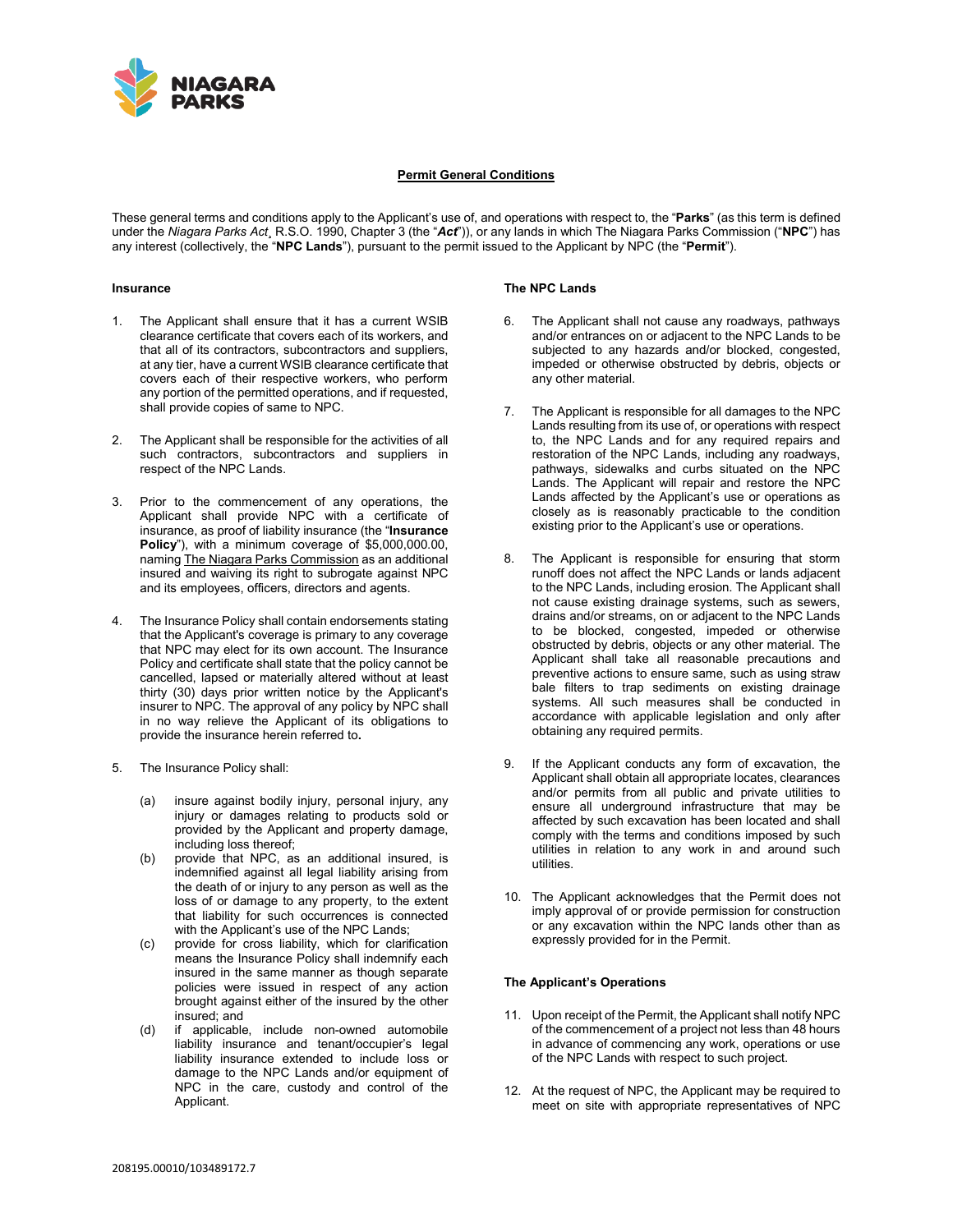# Permit General Conditions

These general terms and conditions apply to the Applicant's use of, and operations with respect to, the "**Parks**" (as this term is defined under the *Niagara Parks Act*¸ R.S.O. 1990, Chapter 3 (the "***Act***")), or any lands in which The Niagara Parks Commission ("**NPC**") has any interest (collectively, the "**NPC Lands**"), pursuant to the permit issued to the Applicant by NPC (the "**Permit**").

### Insurance

1. The Applicant shall ensure that it has a current WSIB clearance certificate that covers each of its workers, and that all of its contractors, subcontractors and suppliers, at any tier, have a current WSIB clearance certificate that covers each of their respective workers, who perform any portion of the permitted operations, and if requested, shall provide copies of same to NPC.

2. The Applicant shall be responsible for the activities of all such contractors, subcontractors and suppliers in respect of the NPC Lands.

3. Prior to the commencement of any operations, the Applicant shall provide NPC with a certificate of insurance, as proof of liability insurance (the "**Insurance Policy**"), with a minimum coverage of $5,000,000.00, naming The Niagara Parks Commission as an additional insured and waiving its right to subrogate against NPC and its employees, officers, directors and agents.

4. The Insurance Policy shall contain endorsements stating that the Applicant's coverage is primary to any coverage that NPC may elect for its own account. The Insurance Policy and certificate shall state that the policy cannot be cancelled, lapsed or materially altered without at least thirty (30) days prior written notice by the Applicant's insurer to NPC. The approval of any policy by NPC shall in no way relieve the Applicant of its obligations to provide the insurance herein referred to**.**

5. The Insurance Policy shall:

   (a) insure against bodily injury, personal injury, any injury or damages relating to products sold or provided by the Applicant and property damage, including loss thereof;

   (b) provide that NPC, as an additional insured, is indemnified against all legal liability arising from the death of or injury to any person as well as the loss of or damage to any property, to the extent that liability for such occurrences is connected with the Applicant's use of the NPC Lands;

   (c) provide for cross liability, which for clarification means the Insurance Policy shall indemnify each insured in the same manner as though separate policies were issued in respect of any action brought against either of the insured by the other insured; and

   (d) if applicable, include non-owned automobile liability insurance and tenant/occupier's legal liability insurance extended to include loss or damage to the NPC Lands and/or equipment of NPC in the care, custody and control of the Applicant.

### The NPC Lands

6. The Applicant shall not cause any roadways, pathways and/or entrances on or adjacent to the NPC Lands to be subjected to any hazards and/or blocked, congested, impeded or otherwise obstructed by debris, objects or any other material.

7. The Applicant is responsible for all damages to the NPC Lands resulting from its use of, or operations with respect to, the NPC Lands and for any required repairs and restoration of the NPC Lands, including any roadways, pathways, sidewalks and curbs situated on the NPC Lands. The Applicant will repair and restore the NPC Lands affected by the Applicant's use or operations as closely as is reasonably practicable to the condition existing prior to the Applicant's use or operations.

8. The Applicant is responsible for ensuring that storm runoff does not affect the NPC Lands or lands adjacent to the NPC Lands, including erosion. The Applicant shall not cause existing drainage systems, such as sewers, drains and/or streams, on or adjacent to the NPC Lands to be blocked, congested, impeded or otherwise obstructed by debris, objects or any other material. The Applicant shall take all reasonable precautions and preventive actions to ensure same, such as using straw bale filters to trap sediments on existing drainage systems. All such measures shall be conducted in accordance with applicable legislation and only after obtaining any required permits.

9. If the Applicant conducts any form of excavation, the Applicant shall obtain all appropriate locates, clearances and/or permits from all public and private utilities to ensure all underground infrastructure that may be affected by such excavation has been located and shall comply with the terms and conditions imposed by such utilities in relation to any work in and around such utilities.

10. The Applicant acknowledges that the Permit does not imply approval of or provide permission for construction or any excavation within the NPC lands other than as expressly provided for in the Permit.

### The Applicant's Operations

11. Upon receipt of the Permit, the Applicant shall notify NPC of the commencement of a project not less than 48 hours in advance of commencing any work, operations or use of the NPC Lands with respect to such project.

12. At the request of NPC, the Applicant may be required to meet on site with appropriate representatives of NPC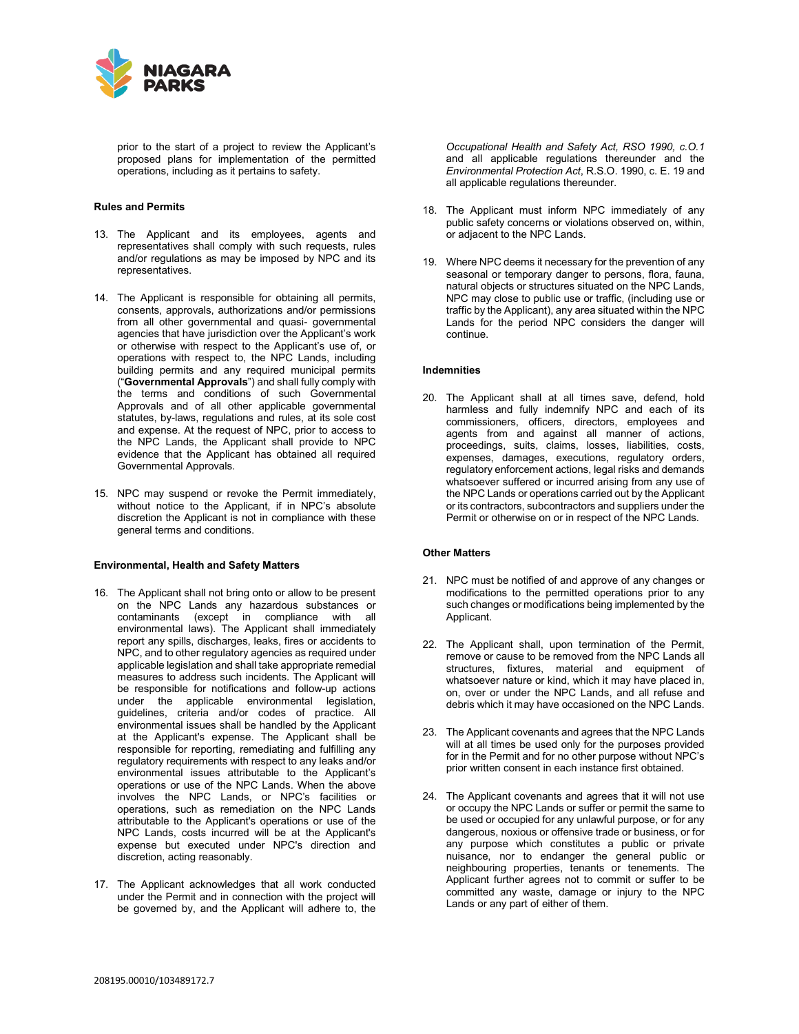prior to the start of a project to review the Applicant's proposed plans for implementation of the permitted operations, including as it pertains to safety.

**Rules and Permits**

13. The Applicant and its employees, agents and representatives shall comply with such requests, rules and/or regulations as may be imposed by NPC and its representatives.

14. The Applicant is responsible for obtaining all permits, consents, approvals, authorizations and/or permissions from all other governmental and quasi- governmental agencies that have jurisdiction over the Applicant's work or otherwise with respect to the Applicant's use of, or operations with respect to, the NPC Lands, including building permits and any required municipal permits ("**Governmental Approvals**") and shall fully comply with the terms and conditions of such Governmental Approvals and of all other applicable governmental statutes, by-laws, regulations and rules, at its sole cost and expense. At the request of NPC, prior to access to the NPC Lands, the Applicant shall provide to NPC evidence that the Applicant has obtained all required Governmental Approvals.

15. NPC may suspend or revoke the Permit immediately, without notice to the Applicant, if in NPC's absolute discretion the Applicant is not in compliance with these general terms and conditions.

**Environmental, Health and Safety Matters**

16. The Applicant shall not bring onto or allow to be present on the NPC Lands any hazardous substances or contaminants (except in compliance with all environmental laws). The Applicant shall immediately report any spills, discharges, leaks, fires or accidents to NPC, and to other regulatory agencies as required under applicable legislation and shall take appropriate remedial measures to address such incidents. The Applicant will be responsible for notifications and follow-up actions under the applicable environmental legislation, guidelines, criteria and/or codes of practice. All environmental issues shall be handled by the Applicant at the Applicant's expense. The Applicant shall be responsible for reporting, remediating and fulfilling any regulatory requirements with respect to any leaks and/or environmental issues attributable to the Applicant's operations or use of the NPC Lands. When the above involves the NPC Lands, or NPC's facilities or operations, such as remediation on the NPC Lands attributable to the Applicant's operations or use of the NPC Lands, costs incurred will be at the Applicant's expense but executed under NPC's direction and discretion, acting reasonably.

17. The Applicant acknowledges that all work conducted under the Permit and in connection with the project will be governed by, and the Applicant will adhere to, the *Occupational Health and Safety Act, RSO 1990, c.O.1* and all applicable regulations thereunder and the *Environmental Protection Act*, R.S.O. 1990, c. E. 19 and all applicable regulations thereunder.

18. The Applicant must inform NPC immediately of any public safety concerns or violations observed on, within, or adjacent to the NPC Lands.

19. Where NPC deems it necessary for the prevention of any seasonal or temporary danger to persons, flora, fauna, natural objects or structures situated on the NPC Lands, NPC may close to public use or traffic, (including use or traffic by the Applicant), any area situated within the NPC Lands for the period NPC considers the danger will continue.

**Indemnities**

20. The Applicant shall at all times save, defend, hold harmless and fully indemnify NPC and each of its commissioners, officers, directors, employees and agents from and against all manner of actions, proceedings, suits, claims, losses, liabilities, costs, expenses, damages, executions, regulatory orders, regulatory enforcement actions, legal risks and demands whatsoever suffered or incurred arising from any use of the NPC Lands or operations carried out by the Applicant or its contractors, subcontractors and suppliers under the Permit or otherwise on or in respect of the NPC Lands.

**Other Matters**

21. NPC must be notified of and approve of any changes or modifications to the permitted operations prior to any such changes or modifications being implemented by the Applicant.

22. The Applicant shall, upon termination of the Permit, remove or cause to be removed from the NPC Lands all structures, fixtures, material and equipment of whatsoever nature or kind, which it may have placed in, on, over or under the NPC Lands, and all refuse and debris which it may have occasioned on the NPC Lands.

23. The Applicant covenants and agrees that the NPC Lands will at all times be used only for the purposes provided for in the Permit and for no other purpose without NPC's prior written consent in each instance first obtained.

24. The Applicant covenants and agrees that it will not use or occupy the NPC Lands or suffer or permit the same to be used or occupied for any unlawful purpose, or for any dangerous, noxious or offensive trade or business, or for any purpose which constitutes a public or private nuisance, nor to endanger the general public or neighbouring properties, tenants or tenements. The Applicant further agrees not to commit or suffer to be committed any waste, damage or injury to the NPC Lands or any part of either of them.

208195.00010/103489172.7